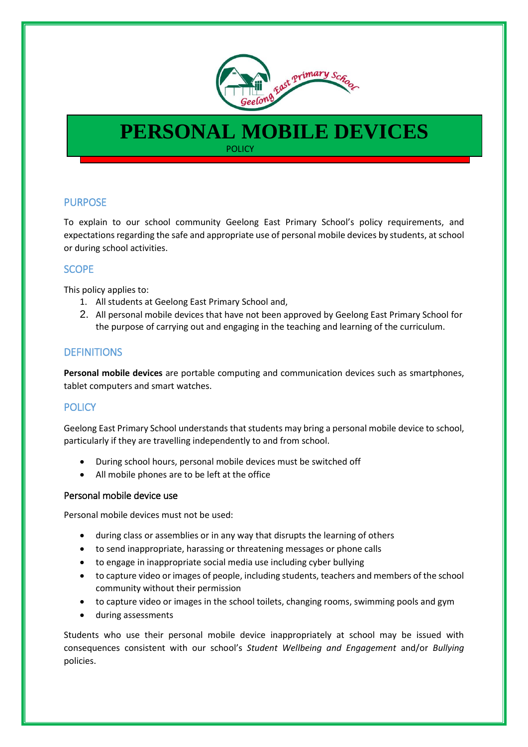# PERSONAL MOBILE DEVICES

POLICY

## PURPOSE

To explain to our school community Geelong East Primary School's policy requirements, and expectations regarding the safe and appropriate use of personal mobile devices by students, at school or during school activities.

## SCOPE

This policy applies to:

1. All students at Geelong East Primary School and,
2. All personal mobile devices that have not been approved by Geelong East Primary School for the purpose of carrying out and engaging in the teaching and learning of the curriculum.

## DEFINITIONS

**Personal mobile devices** are portable computing and communication devices such as smartphones, tablet computers and smart watches.

## POLICY

Geelong East Primary School understands that students may bring a personal mobile device to school, particularly if they are travelling independently to and from school.

- During school hours, personal mobile devices must be switched off
- All mobile phones are to be left at the office

### Personal mobile device use

Personal mobile devices must not be used:

- during class or assemblies or in any way that disrupts the learning of others
- to send inappropriate, harassing or threatening messages or phone calls
- to engage in inappropriate social media use including cyber bullying
- to capture video or images of people, including students, teachers and members of the school community without their permission
- to capture video or images in the school toilets, changing rooms, swimming pools and gym
- during assessments

Students who use their personal mobile device inappropriately at school may be issued with consequences consistent with our school's *Student Wellbeing and Engagement* and/or *Bullying* policies.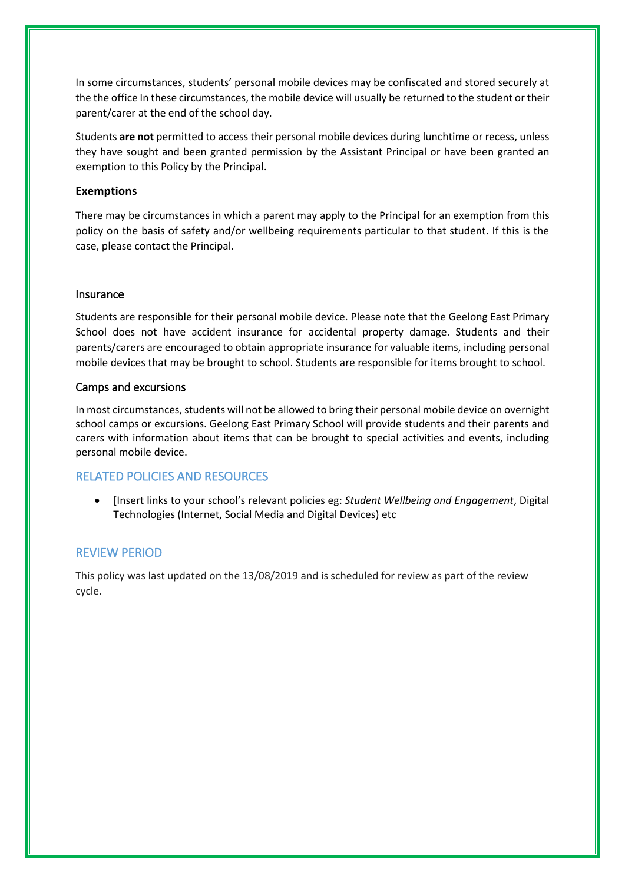In some circumstances, students' personal mobile devices may be confiscated and stored securely at the the office In these circumstances, the mobile device will usually be returned to the student or their parent/carer at the end of the school day.

Students **are not** permitted to access their personal mobile devices during lunchtime or recess, unless they have sought and been granted permission by the Assistant Principal or have been granted an exemption to this Policy by the Principal.

**Exemptions**

There may be circumstances in which a parent may apply to the Principal for an exemption from this policy on the basis of safety and/or wellbeing requirements particular to that student. If this is the case, please contact the Principal.

### Insurance

Students are responsible for their personal mobile device. Please note that the Geelong East Primary School does not have accident insurance for accidental property damage. Students and their parents/carers are encouraged to obtain appropriate insurance for valuable items, including personal mobile devices that may be brought to school. Students are responsible for items brought to school.

### Camps and excursions

In most circumstances, students will not be allowed to bring their personal mobile device on overnight school camps or excursions. Geelong East Primary School will provide students and their parents and carers with information about items that can be brought to special activities and events, including personal mobile device.

## RELATED POLICIES AND RESOURCES

- [Insert links to your school's relevant policies eg: *Student Wellbeing and Engagement*, Digital Technologies (Internet, Social Media and Digital Devices) etc

## REVIEW PERIOD

This policy was last updated on the 13/08/2019 and is scheduled for review as part of the review cycle.